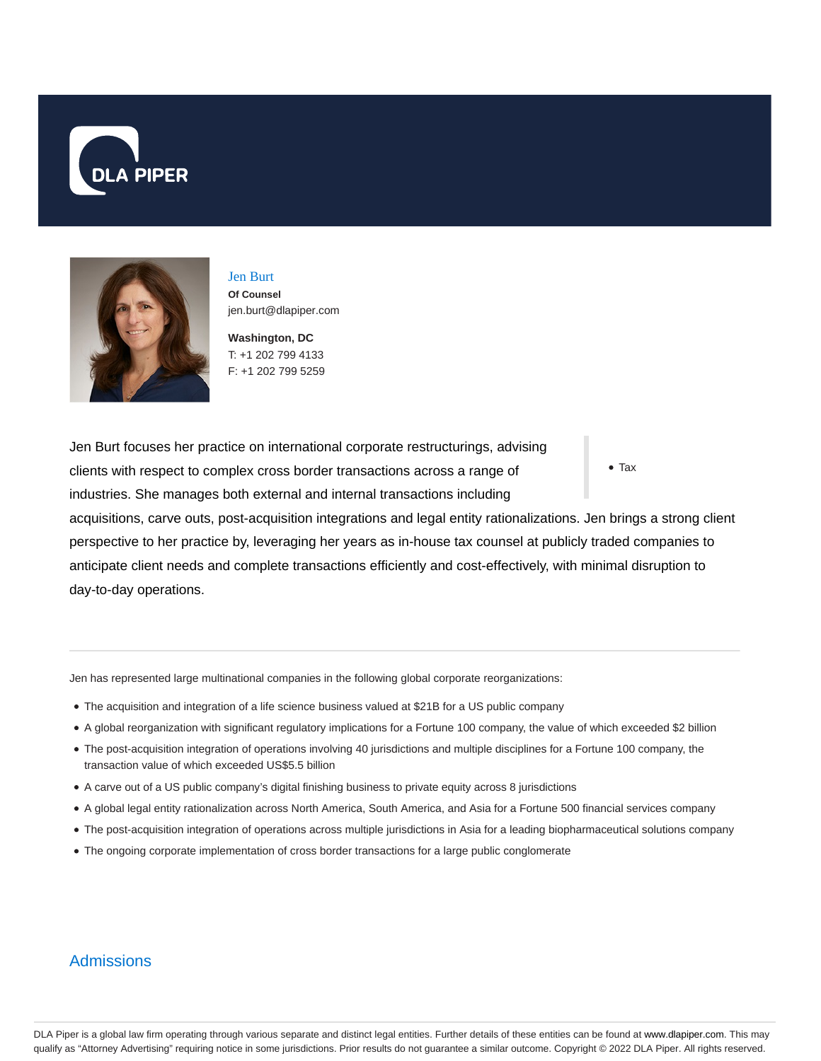# Jen Burt

**Of Counsel**
jen.burt@dlapiper.com

**Washington, DC**
T: +1 202 799 4133
F: +1 202 799 5259

- Tax

Jen Burt focuses her practice on international corporate restructurings, advising clients with respect to complex cross border transactions across a range of industries. She manages both external and internal transactions including acquisitions, carve outs, post-acquisition integrations and legal entity rationalizations. Jen brings a strong client perspective to her practice by, leveraging her years as in-house tax counsel at publicly traded companies to anticipate client needs and complete transactions efficiently and cost-effectively, with minimal disruption to day-to-day operations.

Jen has represented large multinational companies in the following global corporate reorganizations:

- The acquisition and integration of a life science business valued at $21B for a US public company
- A global reorganization with significant regulatory implications for a Fortune 100 company, the value of which exceeded $2 billion
- The post-acquisition integration of operations involving 40 jurisdictions and multiple disciplines for a Fortune 100 company, the transaction value of which exceeded US$5.5 billion
- A carve out of a US public company's digital finishing business to private equity across 8 jurisdictions
- A global legal entity rationalization across North America, South America, and Asia for a Fortune 500 financial services company
- The post-acquisition integration of operations across multiple jurisdictions in Asia for a leading biopharmaceutical solutions company
- The ongoing corporate implementation of cross border transactions for a large public conglomerate

## Admissions

DLA Piper is a global law firm operating through various separate and distinct legal entities. Further details of these entities can be found at www.dlapiper.com. This may qualify as "Attorney Advertising" requiring notice in some jurisdictions. Prior results do not guarantee a similar outcome. Copyright © 2022 DLA Piper. All rights reserved.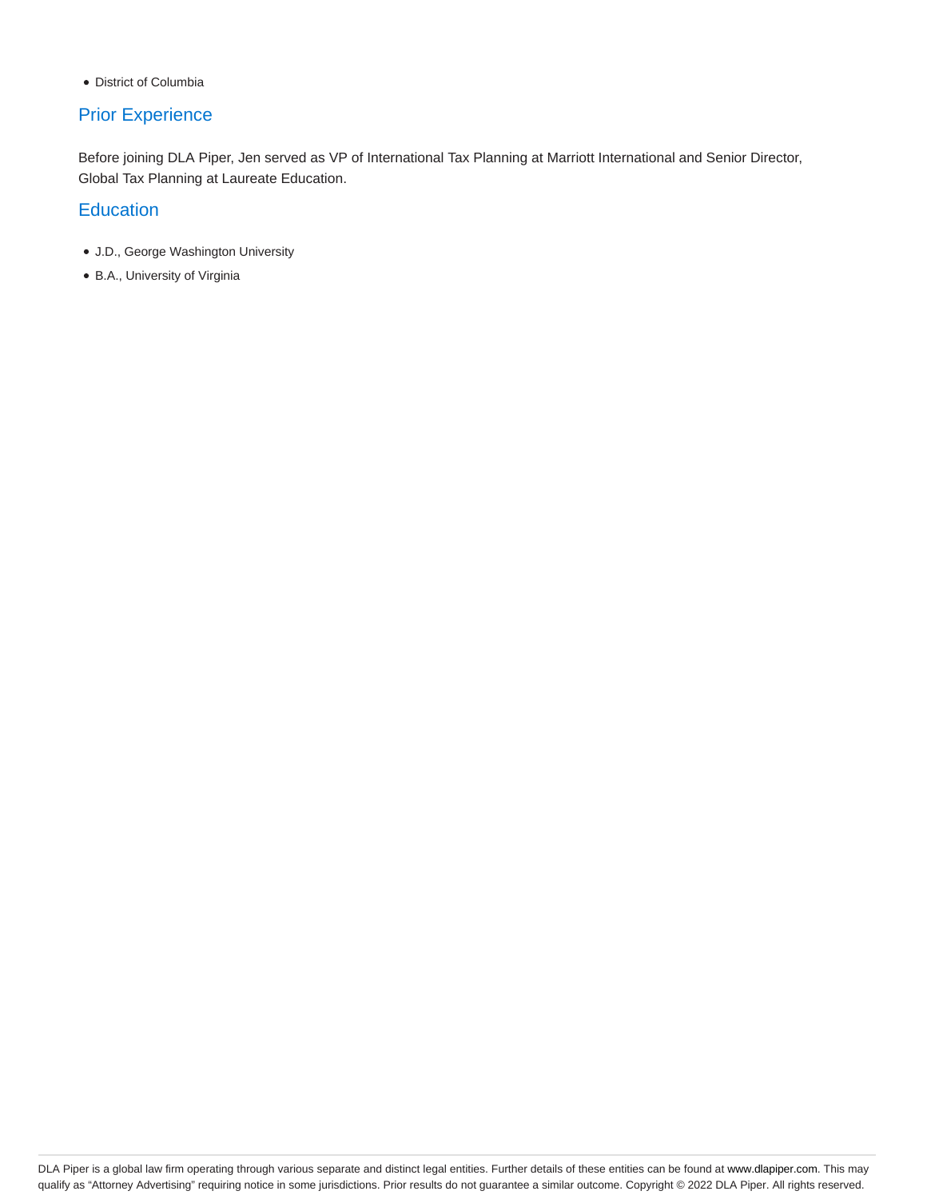- District of Columbia

## Prior Experience

Before joining DLA Piper, Jen served as VP of International Tax Planning at Marriott International and Senior Director, Global Tax Planning at Laureate Education.

## Education

- J.D., George Washington University
- B.A., University of Virginia

DLA Piper is a global law firm operating through various separate and distinct legal entities. Further details of these entities can be found at www.dlapiper.com. This may qualify as "Attorney Advertising" requiring notice in some jurisdictions. Prior results do not guarantee a similar outcome. Copyright © 2022 DLA Piper. All rights reserved.